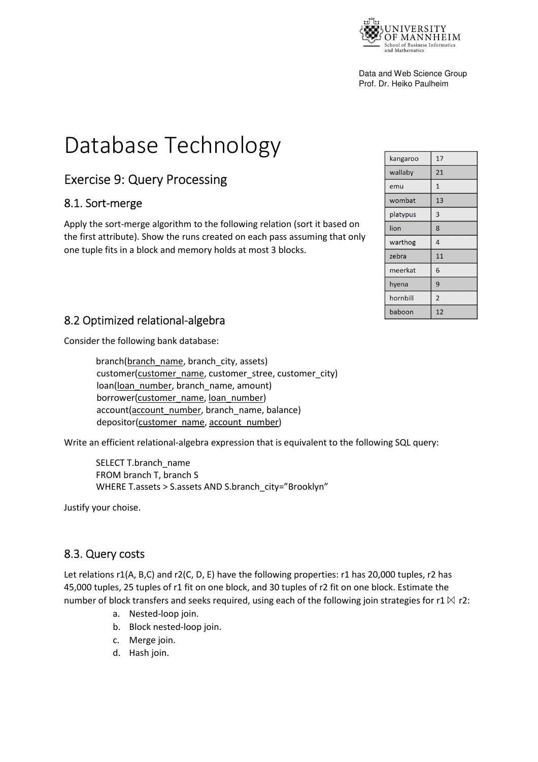Data and Web Science Group
Prof. Dr. Heiko Paulheim

# Database Technology

## Exercise 9: Query Processing

### 8.1. Sort-merge

Apply the sort-merge algorithm to the following relation (sort it based on the first attribute). Show the runs created on each pass assuming that only one tuple fits in a block and memory holds at most 3 blocks.

| | |
|---|---|
| kangaroo | 17 |
| wallaby | 21 |
| emu | 1 |
| wombat | 13 |
| platypus | 3 |
| lion | 8 |
| warthog | 4 |
| zebra | 11 |
| meerkat | 6 |
| hyena | 9 |
| hornbill | 2 |
| baboon | 12 |

### 8.2 Optimized relational-algebra

Consider the following bank database:

branch(<u>branch_name</u>, branch_city, assets)
customer(<u>customer_name</u>, customer_stree, customer_city)
loan(<u>loan_number</u>, branch_name, amount)
borrower(<u>customer_name</u>, <u>loan_number</u>)
account(<u>account_number</u>, branch_name, balance)
depositor(<u>customer_name</u>, <u>account_number</u>)

Write an efficient relational-algebra expression that is equivalent to the following SQL query:

```
SELECT T.branch_name
FROM branch T, branch S
WHERE T.assets > S.assets AND S.branch_city="Brooklyn"
```

Justify your choise.

### 8.3. Query costs

Let relations r1(A, B,C) and r2(C, D, E) have the following properties: r1 has 20,000 tuples, r2 has 45,000 tuples, 25 tuples of r1 fit on one block, and 30 tuples of r2 fit on one block. Estimate the number of block transfers and seeks required, using each of the following join strategies for r1 ⋈ r2:

a. Nested-loop join.
b. Block nested-loop join.
c. Merge join.
d. Hash join.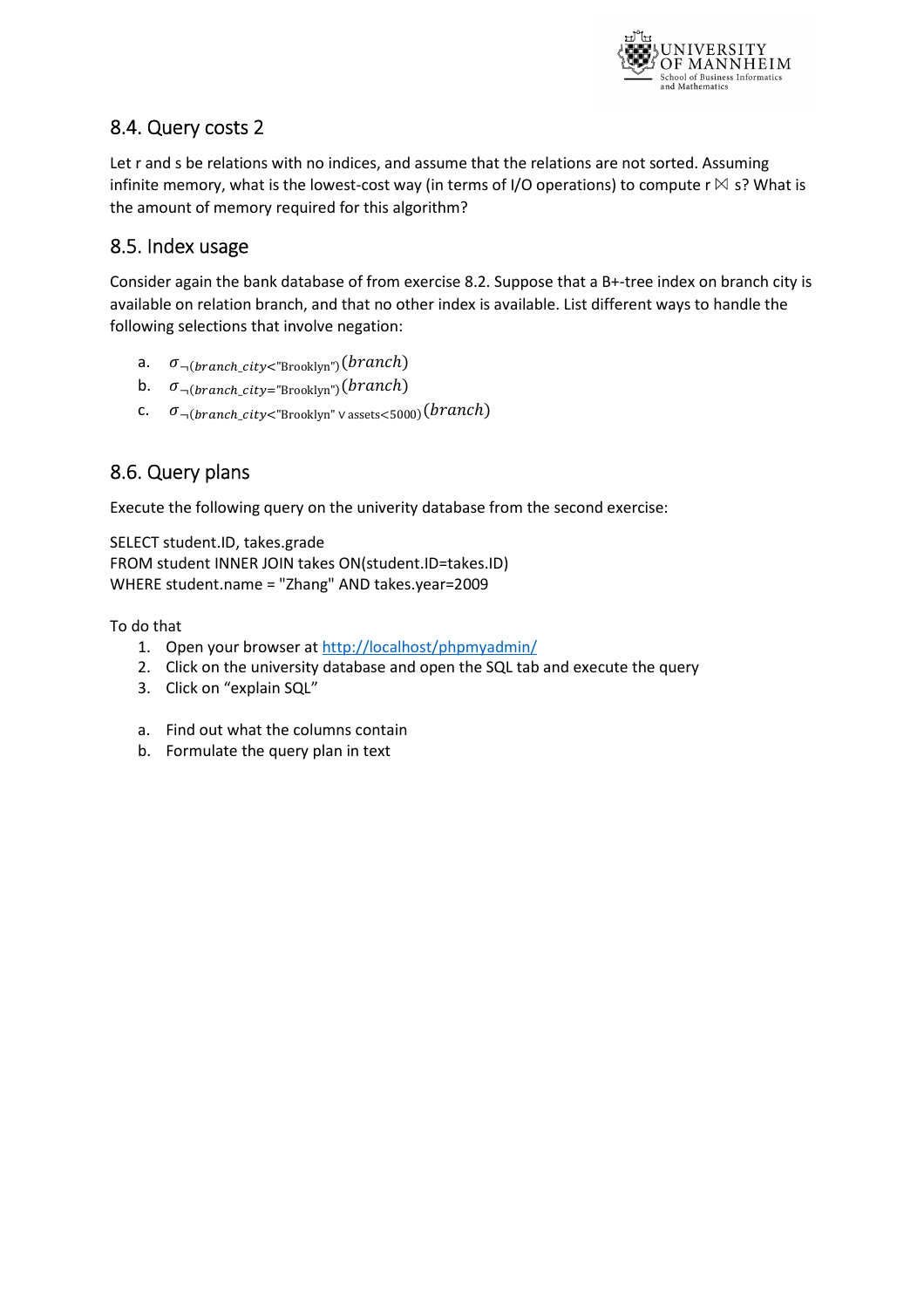## 8.4. Query costs 2

Let r and s be relations with no indices, and assume that the relations are not sorted. Assuming infinite memory, what is the lowest-cost way (in terms of I/O operations) to compute r ⋈ s? What is the amount of memory required for this algorithm?

## 8.5. Index usage

Consider again the bank database of from exercise 8.2. Suppose that a B+-tree index on branch city is available on relation branch, and that no other index is available. List different ways to handle the following selections that involve negation:

a. $\sigma_{\neg(branch\_city < \text{"Brooklyn"})}(branch)$
b. $\sigma_{\neg(branch\_city = \text{"Brooklyn"})}(branch)$
c. $\sigma_{\neg(branch\_city < \text{"Brooklyn"} \vee \text{assets} < 5000)}(branch)$

## 8.6. Query plans

Execute the following query on the univerity database from the second exercise:

SELECT student.ID, takes.grade
FROM student INNER JOIN takes ON(student.ID=takes.ID)
WHERE student.name = "Zhang" AND takes.year=2009

To do that

1. Open your browser at http://localhost/phpmyadmin/
2. Click on the university database and open the SQL tab and execute the query
3. Click on "explain SQL"

a. Find out what the columns contain
b. Formulate the query plan in text